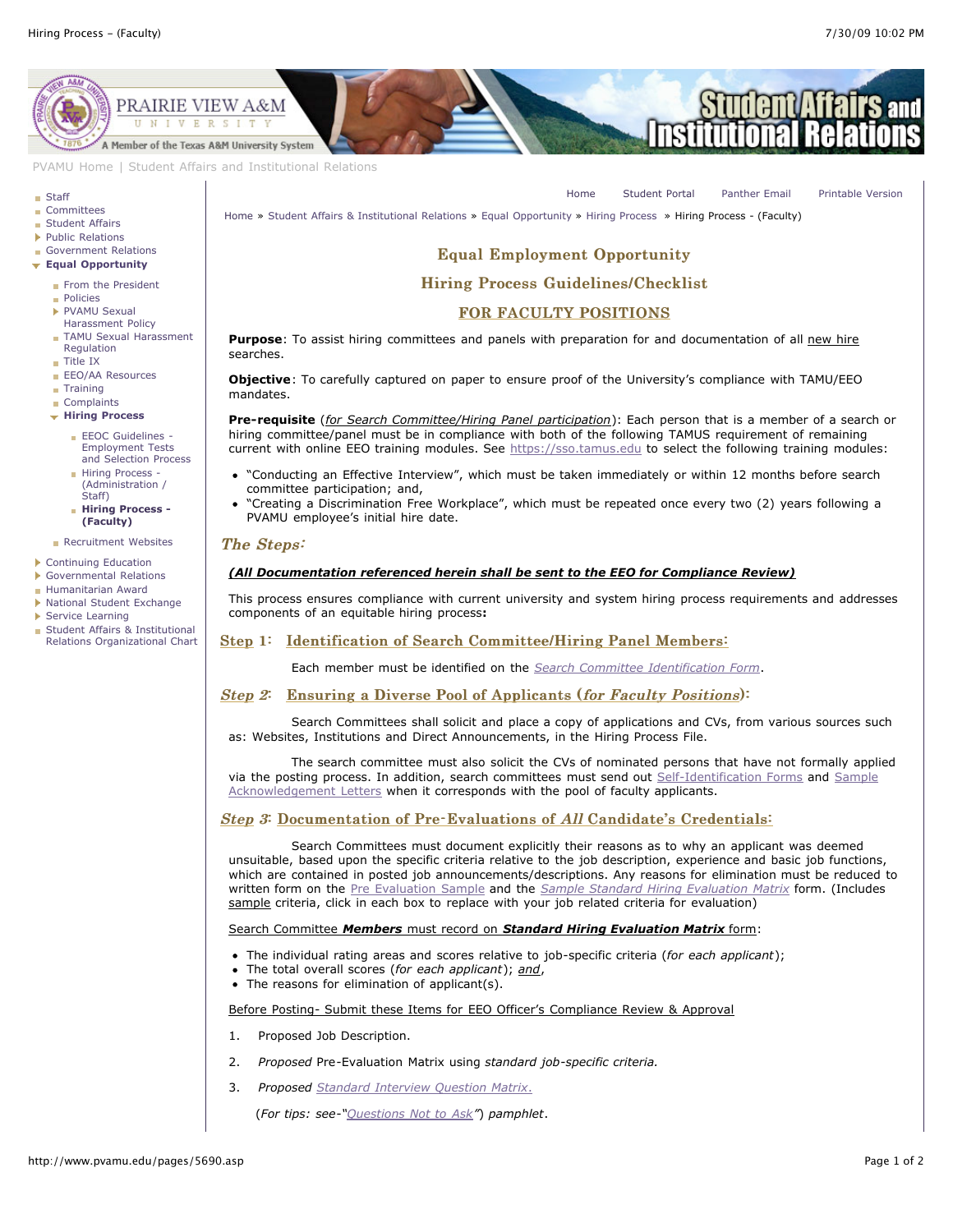PVAMU Home | Student Affairs and Institutional Relations

- Staff
- Committees
- Student Affairs
- Public Relations
- Government Relations
- **Equal Opportunity**
  - From the President
  - Policies
  - PVAMU Sexual Harassment Policy
  - TAMU Sexual Harassment Regulation
  - Title IX
  - EEO/AA Resources
  - Training
  - Complaints
  - **Hiring Process**
    - EEOC Guidelines - Employment Tests and Selection Process
    - Hiring Process - (Administration / Staff)
    - **Hiring Process - (Faculty)**
  - Recruitment Websites
- Continuing Education
- Governmental Relations
- Humanitarian Award
- National Student Exchange
- Service Learning
- Student Affairs & Institutional Relations Organizational Chart

Home | Student Portal | Panther Email | Printable Version

Home » Student Affairs & Institutional Relations » Equal Opportunity » Hiring Process » Hiring Process - (Faculty)

# Equal Employment Opportunity

## Hiring Process Guidelines/Checklist

## FOR FACULTY POSITIONS

**Purpose**: To assist hiring committees and panels with preparation for and documentation of all new hire searches.

**Objective**: To carefully captured on paper to ensure proof of the University's compliance with TAMU/EEO mandates.

**Pre-requisite** (*for Search Committee/Hiring Panel participation*): Each person that is a member of a search or hiring committee/panel must be in compliance with both of the following TAMUS requirement of remaining current with online EEO training modules. See https://sso.tamus.edu to select the following training modules:

- "Conducting an Effective Interview", which must be taken immediately or within 12 months before search committee participation; and,
- "Creating a Discrimination Free Workplace", which must be repeated once every two (2) years following a PVAMU employee's initial hire date.

### *The Steps:*

***(All Documentation referenced herein shall be sent to the EEO for Compliance Review)***

This process ensures compliance with current university and system hiring process requirements and addresses components of an equitable hiring process**:**

### Step 1: Identification of Search Committee/Hiring Panel Members:

Each member must be identified on the *Search Committee Identification Form*.

### *Step 2*: Ensuring a Diverse Pool of Applicants (*for Faculty Positions*):

Search Committees shall solicit and place a copy of applications and CVs, from various sources such as: Websites, Institutions and Direct Announcements, in the Hiring Process File.

The search committee must also solicit the CVs of nominated persons that have not formally applied via the posting process. In addition, search committees must send out Self-Identification Forms and Sample Acknowledgement Letters when it corresponds with the pool of faculty applicants.

### *Step 3*: Documentation of Pre-Evaluations of *All* Candidate's Credentials:

Search Committees must document explicitly their reasons as to why an applicant was deemed unsuitable, based upon the specific criteria relative to the job description, experience and basic job functions, which are contained in posted job announcements/descriptions. Any reasons for elimination must be reduced to written form on the Pre Evaluation Sample and the *Sample Standard Hiring Evaluation Matrix* form. (Includes sample criteria, click in each box to replace with your job related criteria for evaluation)

Search Committee ***Members*** must record on ***Standard Hiring Evaluation Matrix*** form:

- The individual rating areas and scores relative to job-specific criteria (*for each applicant*);
- The total overall scores (*for each applicant*); *and*,
- The reasons for elimination of applicant(s).

Before Posting- Submit these Items for EEO Officer's Compliance Review & Approval

1. Proposed Job Description.
2. *Proposed* Pre-Evaluation Matrix using *standard job-specific criteria.*
3. *Proposed* *Standard Interview Question Matrix.*

   (*For tips: see-"Questions Not to Ask") pamphlet*.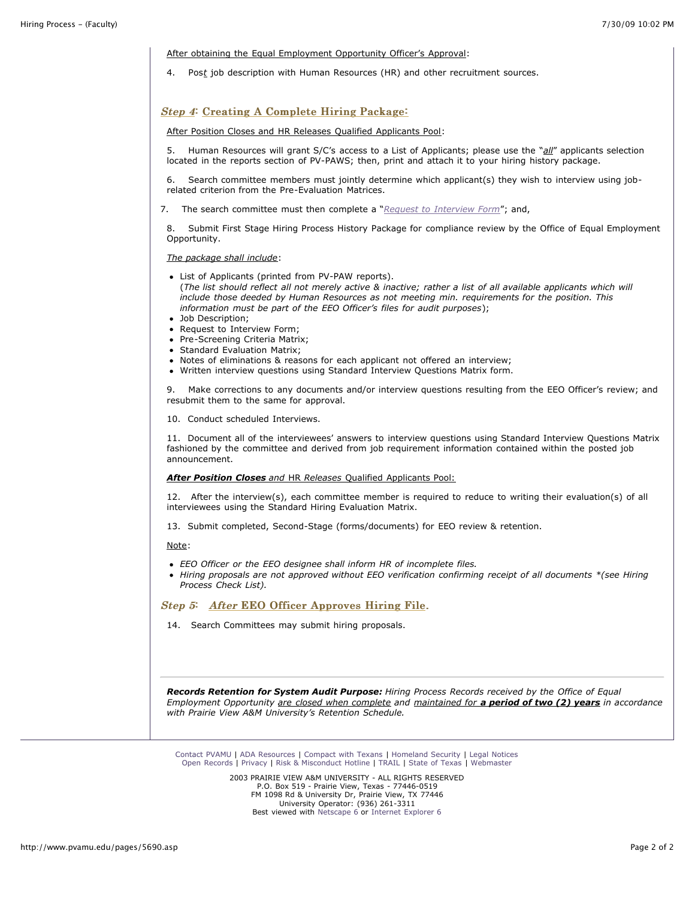After obtaining the Equal Employment Opportunity Officer's Approval:

4. Pos*t* job description with Human Resources (HR) and other recruitment sources.

### *Step 4*: **Creating A Complete Hiring Package:**

After Position Closes and HR Releases Qualified Applicants Pool:

5. Human Resources will grant S/C's access to a List of Applicants; please use the "*all*" applicants selection located in the reports section of PV-PAWS; then, print and attach it to your hiring history package.

6. Search committee members must jointly determine which applicant(s) they wish to interview using job-related criterion from the Pre-Evaluation Matrices.

7. The search committee must then complete a "*Request to Interview Form*"; and,

8. Submit First Stage Hiring Process History Package for compliance review by the Office of Equal Employment Opportunity.

*The package shall include*:

- List of Applicants (printed from PV-PAW reports).
  (*The list should reflect all not merely active & inactive; rather a list of all available applicants which will include those deeded by Human Resources as not meeting min. requirements for the position. This information must be part of the EEO Officer's files for audit purposes*);
- Job Description;
- Request to Interview Form;
- Pre-Screening Criteria Matrix;
- Standard Evaluation Matrix;
- Notes of eliminations & reasons for each applicant not offered an interview;
- Written interview questions using Standard Interview Questions Matrix form.

9. Make corrections to any documents and/or interview questions resulting from the EEO Officer's review; and resubmit them to the same for approval.

10. Conduct scheduled Interviews.

11. Document all of the interviewees' answers to interview questions using Standard Interview Questions Matrix fashioned by the committee and derived from job requirement information contained within the posted job announcement.

***After Position Closes** and* HR *Releases* Qualified Applicants Pool:

12. After the interview(s), each committee member is required to reduce to writing their evaluation(s) of all interviewees using the Standard Hiring Evaluation Matrix.

13. Submit completed, Second-Stage (forms/documents) for EEO review & retention.

Note:

- *EEO Officer or the EEO designee shall inform HR of incomplete files.*
- *Hiring proposals are not approved without EEO verification confirming receipt of all documents *(see Hiring Process Check List).*

### *Step 5*: ***After* EEO Officer Approves Hiring File.**

14. Search Committees may submit hiring proposals.

---

***Records Retention for System Audit Purpose:*** *Hiring Process Records received by the Office of Equal Employment Opportunity are closed when complete and maintained for **a period of two (2) years** in accordance with Prairie View A&M University's Retention Schedule.*

Contact PVAMU | ADA Resources | Compact with Texans | Homeland Security | Legal Notices
Open Records | Privacy | Risk & Misconduct Hotline | TRAIL | State of Texas | Webmaster

2003 PRAIRIE VIEW A&M UNIVERSITY - ALL RIGHTS RESERVED
P.O. Box 519 - Prairie View, Texas - 77446-0519
FM 1098 Rd & University Dr, Prairie View, TX 77446
University Operator: (936) 261-3311
Best viewed with Netscape 6 or Internet Explorer 6